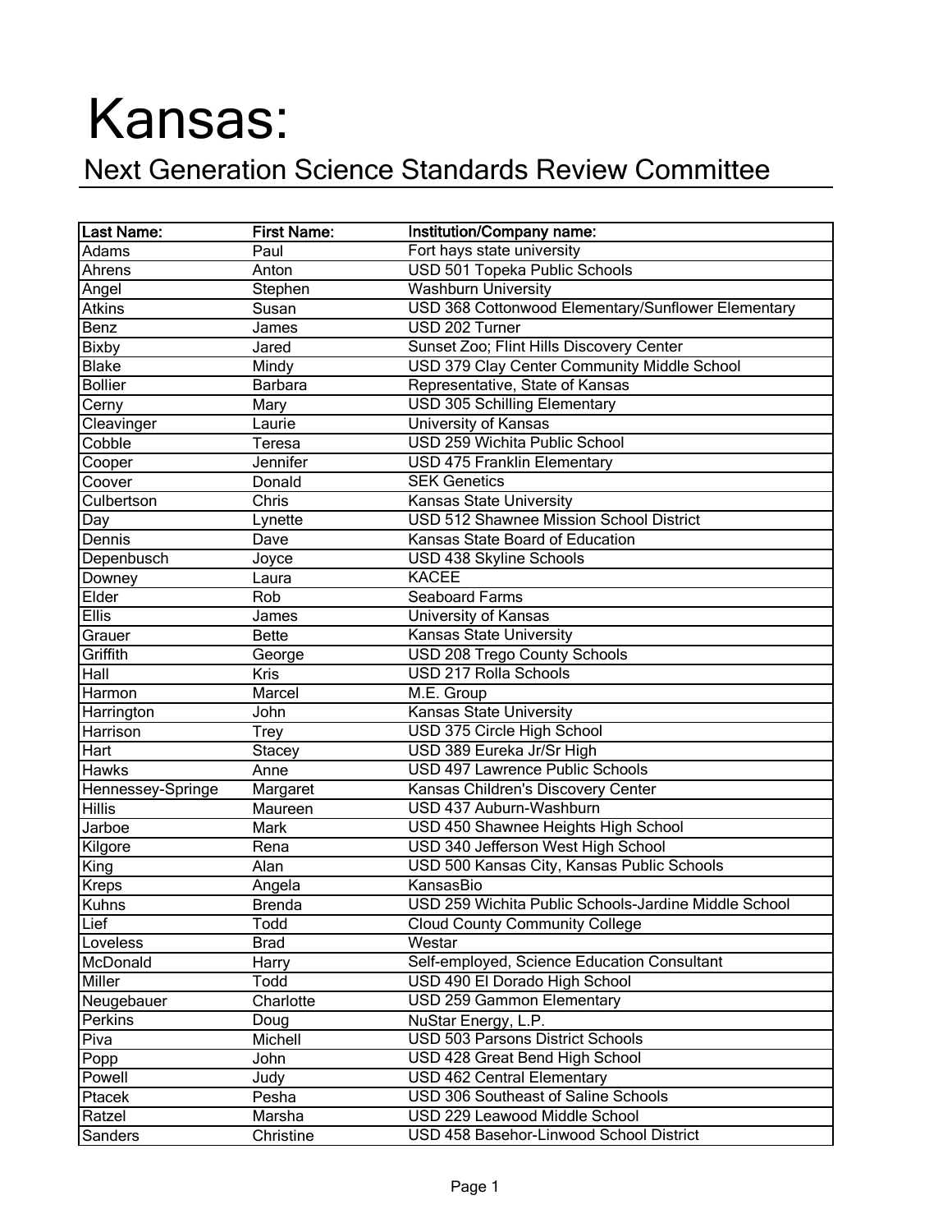# Kansas:

## Next Generation Science Standards Review Committee

| Last Name: | First Name: | Institution/Company name: |
|---|---|---|
| Adams | Paul | Fort hays state university |
| Ahrens | Anton | USD 501 Topeka Public Schools |
| Angel | Stephen | Washburn University |
| Atkins | Susan | USD 368 Cottonwood Elementary/Sunflower Elementary |
| Benz | James | USD 202 Turner |
| Bixby | Jared | Sunset Zoo; Flint Hills Discovery Center |
| Blake | Mindy | USD 379 Clay Center Community Middle School |
| Bollier | Barbara | Representative, State of Kansas |
| Cerny | Mary | USD 305 Schilling Elementary |
| Cleavinger | Laurie | University of Kansas |
| Cobble | Teresa | USD 259 Wichita Public School |
| Cooper | Jennifer | USD 475 Franklin Elementary |
| Coover | Donald | SEK Genetics |
| Culbertson | Chris | Kansas State University |
| Day | Lynette | USD 512 Shawnee Mission School District |
| Dennis | Dave | Kansas State Board of Education |
| Depenbusch | Joyce | USD 438 Skyline Schools |
| Downey | Laura | KACEE |
| Elder | Rob | Seaboard Farms |
| Ellis | James | University of Kansas |
| Grauer | Bette | Kansas State University |
| Griffith | George | USD 208 Trego County Schools |
| Hall | Kris | USD 217 Rolla Schools |
| Harmon | Marcel | M.E. Group |
| Harrington | John | Kansas State University |
| Harrison | Trey | USD 375 Circle High School |
| Hart | Stacey | USD 389 Eureka Jr/Sr High |
| Hawks | Anne | USD 497 Lawrence Public Schools |
| Hennessey-Springe | Margaret | Kansas Children's Discovery Center |
| Hillis | Maureen | USD 437 Auburn-Washburn |
| Jarboe | Mark | USD 450 Shawnee Heights High School |
| Kilgore | Rena | USD 340 Jefferson West High School |
| King | Alan | USD 500 Kansas City, Kansas Public Schools |
| Kreps | Angela | KansasBio |
| Kuhns | Brenda | USD 259 Wichita Public Schools-Jardine Middle School |
| Lief | Todd | Cloud County Community College |
| Loveless | Brad | Westar |
| McDonald | Harry | Self-employed, Science Education Consultant |
| Miller | Todd | USD 490 El Dorado High School |
| Neugebauer | Charlotte | USD 259 Gammon Elementary |
| Perkins | Doug | NuStar Energy, L.P. |
| Piva | Michell | USD 503 Parsons District Schools |
| Popp | John | USD 428 Great Bend High School |
| Powell | Judy | USD 462 Central Elementary |
| Ptacek | Pesha | USD 306 Southeast of Saline Schools |
| Ratzel | Marsha | USD 229 Leawood Middle School |
| Sanders | Christine | USD 458 Basehor-Linwood School District |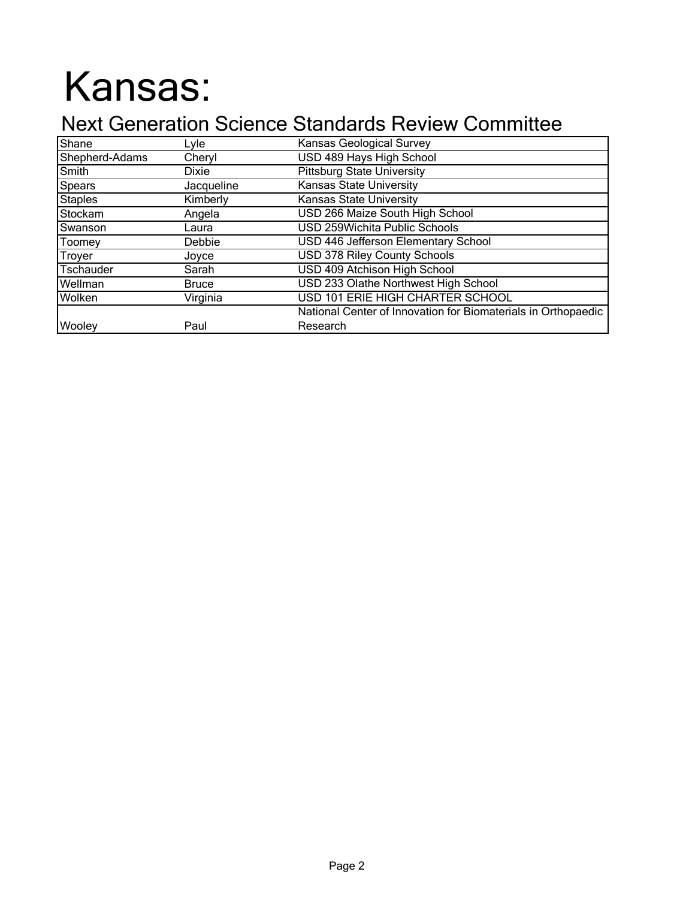# Kansas:

## Next Generation Science Standards Review Committee

| | | |
|---|---|---|
| Shane | Lyle | Kansas Geological Survey |
| Shepherd-Adams | Cheryl | USD 489 Hays High School |
| Smith | Dixie | Pittsburg State University |
| Spears | Jacqueline | Kansas State University |
| Staples | Kimberly | Kansas State University |
| Stockam | Angela | USD 266 Maize South High School |
| Swanson | Laura | USD 259Wichita Public Schools |
| Toomey | Debbie | USD 446 Jefferson Elementary School |
| Troyer | Joyce | USD 378 Riley County Schools |
| Tschauder | Sarah | USD 409 Atchison High School |
| Wellman | Bruce | USD 233 Olathe Northwest High School |
| Wolken | Virginia | USD 101 ERIE HIGH CHARTER SCHOOL |
| Wooley | Paul | National Center of Innovation for Biomaterials in Orthopaedic Research |